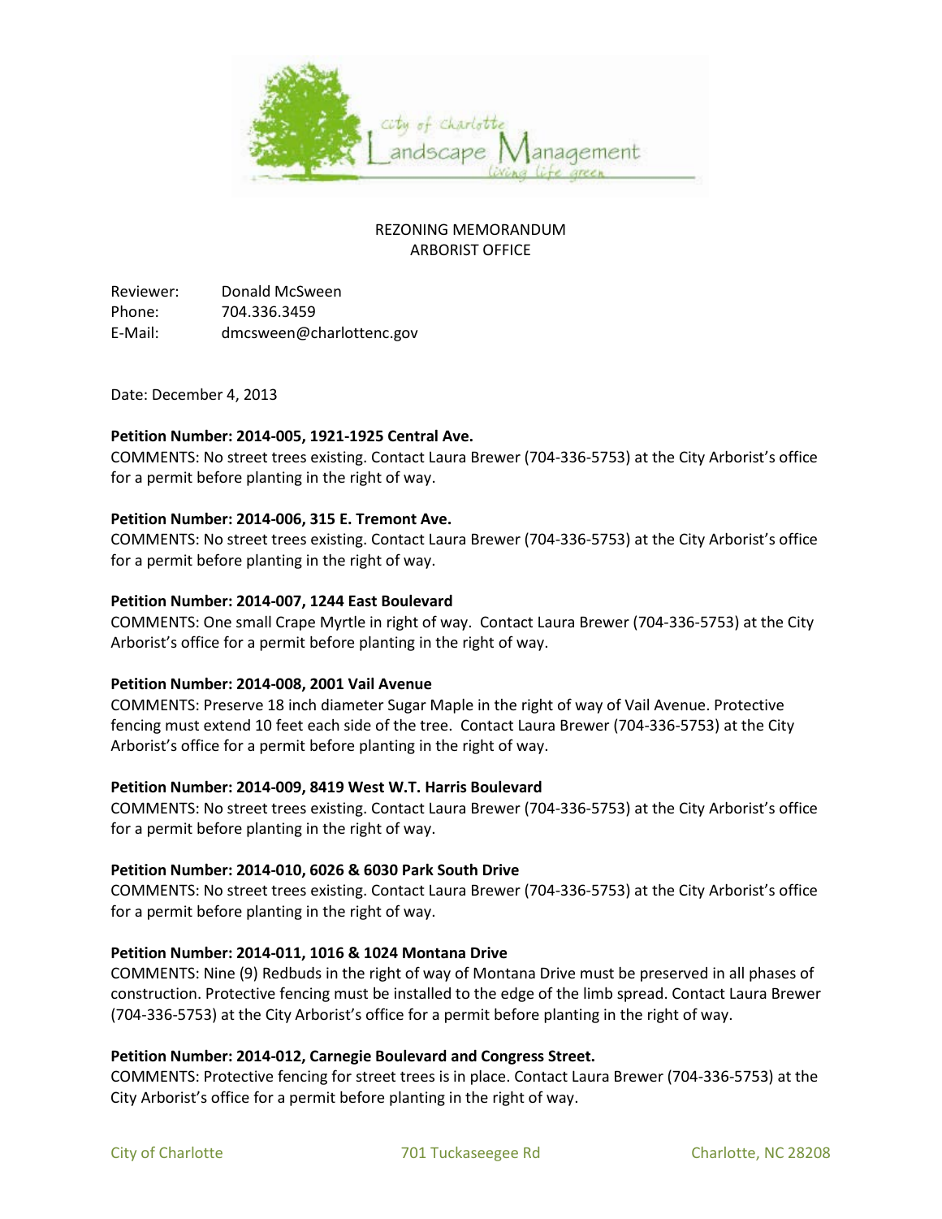city of charlotte Landscape Management living life green

REZONING MEMORANDUM
ARBORIST OFFICE

Reviewer: Donald McSween
Phone: 704.336.3459
E-Mail: dmcsween@charlottenc.gov

Date: December 4, 2013

**Petition Number: 2014-005, 1921-1925 Central Ave.**
COMMENTS: No street trees existing. Contact Laura Brewer (704-336-5753) at the City Arborist's office for a permit before planting in the right of way.

**Petition Number: 2014-006, 315 E. Tremont Ave.**
COMMENTS: No street trees existing. Contact Laura Brewer (704-336-5753) at the City Arborist's office for a permit before planting in the right of way.

**Petition Number: 2014-007, 1244 East Boulevard**
COMMENTS: One small Crape Myrtle in right of way. Contact Laura Brewer (704-336-5753) at the City Arborist's office for a permit before planting in the right of way.

**Petition Number: 2014-008, 2001 Vail Avenue**
COMMENTS: Preserve 18 inch diameter Sugar Maple in the right of way of Vail Avenue. Protective fencing must extend 10 feet each side of the tree. Contact Laura Brewer (704-336-5753) at the City Arborist's office for a permit before planting in the right of way.

**Petition Number: 2014-009, 8419 West W.T. Harris Boulevard**
COMMENTS: No street trees existing. Contact Laura Brewer (704-336-5753) at the City Arborist's office for a permit before planting in the right of way.

**Petition Number: 2014-010, 6026 & 6030 Park South Drive**
COMMENTS: No street trees existing. Contact Laura Brewer (704-336-5753) at the City Arborist's office for a permit before planting in the right of way.

**Petition Number: 2014-011, 1016 & 1024 Montana Drive**
COMMENTS: Nine (9) Redbuds in the right of way of Montana Drive must be preserved in all phases of construction. Protective fencing must be installed to the edge of the limb spread. Contact Laura Brewer (704-336-5753) at the City Arborist's office for a permit before planting in the right of way.

**Petition Number: 2014-012, Carnegie Boulevard and Congress Street.**
COMMENTS: Protective fencing for street trees is in place. Contact Laura Brewer (704-336-5753) at the City Arborist's office for a permit before planting in the right of way.

City of Charlotte 701 Tuckaseegee Rd Charlotte, NC 28208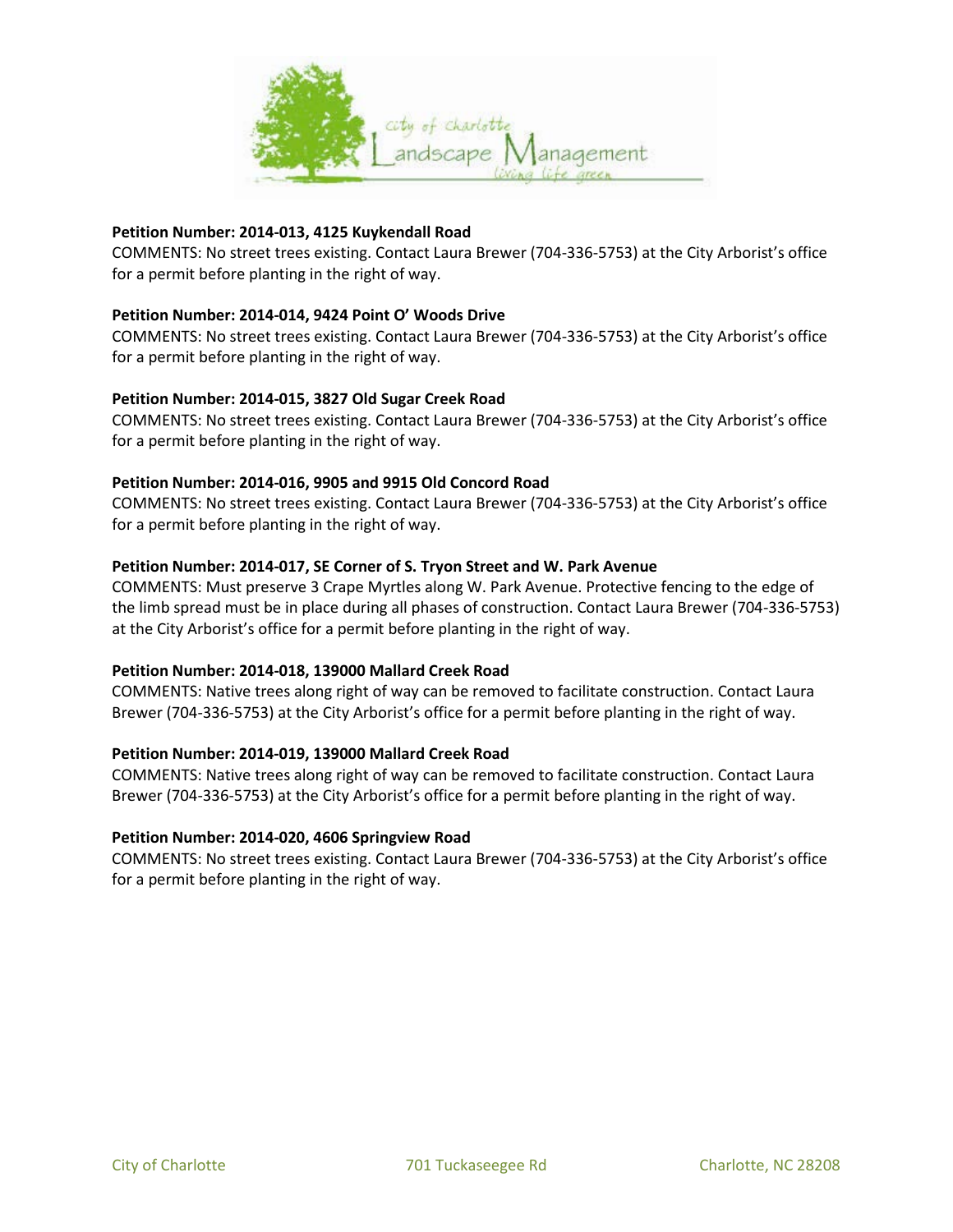**Petition Number: 2014-013, 4125 Kuykendall Road**
COMMENTS: No street trees existing. Contact Laura Brewer (704-336-5753) at the City Arborist's office for a permit before planting in the right of way.

**Petition Number: 2014-014, 9424 Point O' Woods Drive**
COMMENTS: No street trees existing. Contact Laura Brewer (704-336-5753) at the City Arborist's office for a permit before planting in the right of way.

**Petition Number: 2014-015, 3827 Old Sugar Creek Road**
COMMENTS: No street trees existing. Contact Laura Brewer (704-336-5753) at the City Arborist's office for a permit before planting in the right of way.

**Petition Number: 2014-016, 9905 and 9915 Old Concord Road**
COMMENTS: No street trees existing. Contact Laura Brewer (704-336-5753) at the City Arborist's office for a permit before planting in the right of way.

**Petition Number: 2014-017, SE Corner of S. Tryon Street and W. Park Avenue**
COMMENTS: Must preserve 3 Crape Myrtles along W. Park Avenue. Protective fencing to the edge of the limb spread must be in place during all phases of construction. Contact Laura Brewer (704-336-5753) at the City Arborist's office for a permit before planting in the right of way.

**Petition Number: 2014-018, 139000 Mallard Creek Road**
COMMENTS: Native trees along right of way can be removed to facilitate construction. Contact Laura Brewer (704-336-5753) at the City Arborist's office for a permit before planting in the right of way.

**Petition Number: 2014-019, 139000 Mallard Creek Road**
COMMENTS: Native trees along right of way can be removed to facilitate construction. Contact Laura Brewer (704-336-5753) at the City Arborist's office for a permit before planting in the right of way.

**Petition Number: 2014-020, 4606 Springview Road**
COMMENTS: No street trees existing. Contact Laura Brewer (704-336-5753) at the City Arborist's office for a permit before planting in the right of way.